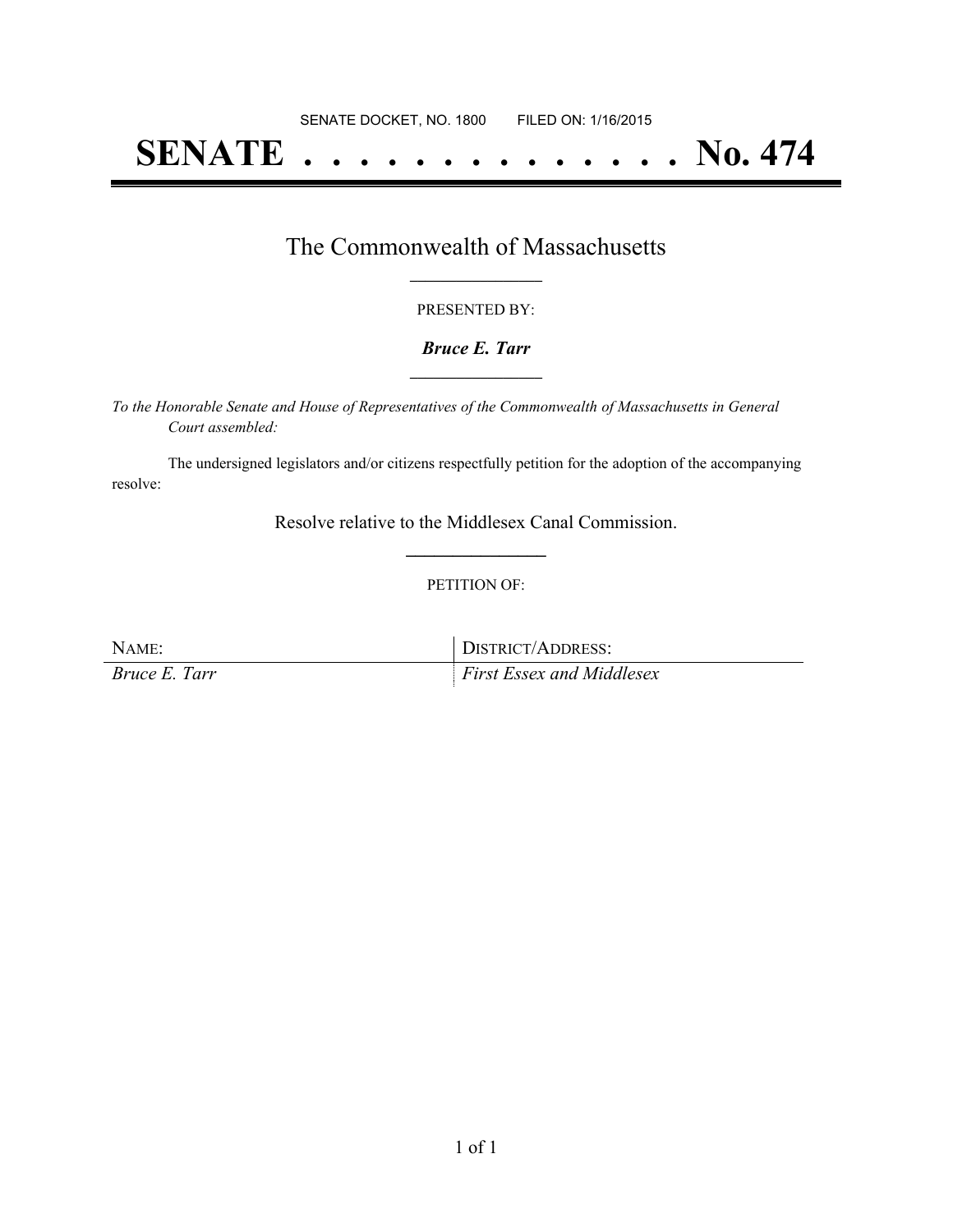SENATE DOCKET, NO. 1800        FILED ON: 1/16/2015

# SENATE . . . . . . . . . . . . . . No. 474

## The Commonwealth of Massachusetts

PRESENTED BY:

***Bruce E. Tarr***

*To the Honorable Senate and House of Representatives of the Commonwealth of Massachusetts in General Court assembled:*

The undersigned legislators and/or citizens respectfully petition for the adoption of the accompanying resolve:

Resolve relative to the Middlesex Canal Commission.

PETITION OF:

| NAME: | DISTRICT/ADDRESS: |
| --- | --- |
| *Bruce E. Tarr* | *First Essex and Middlesex* |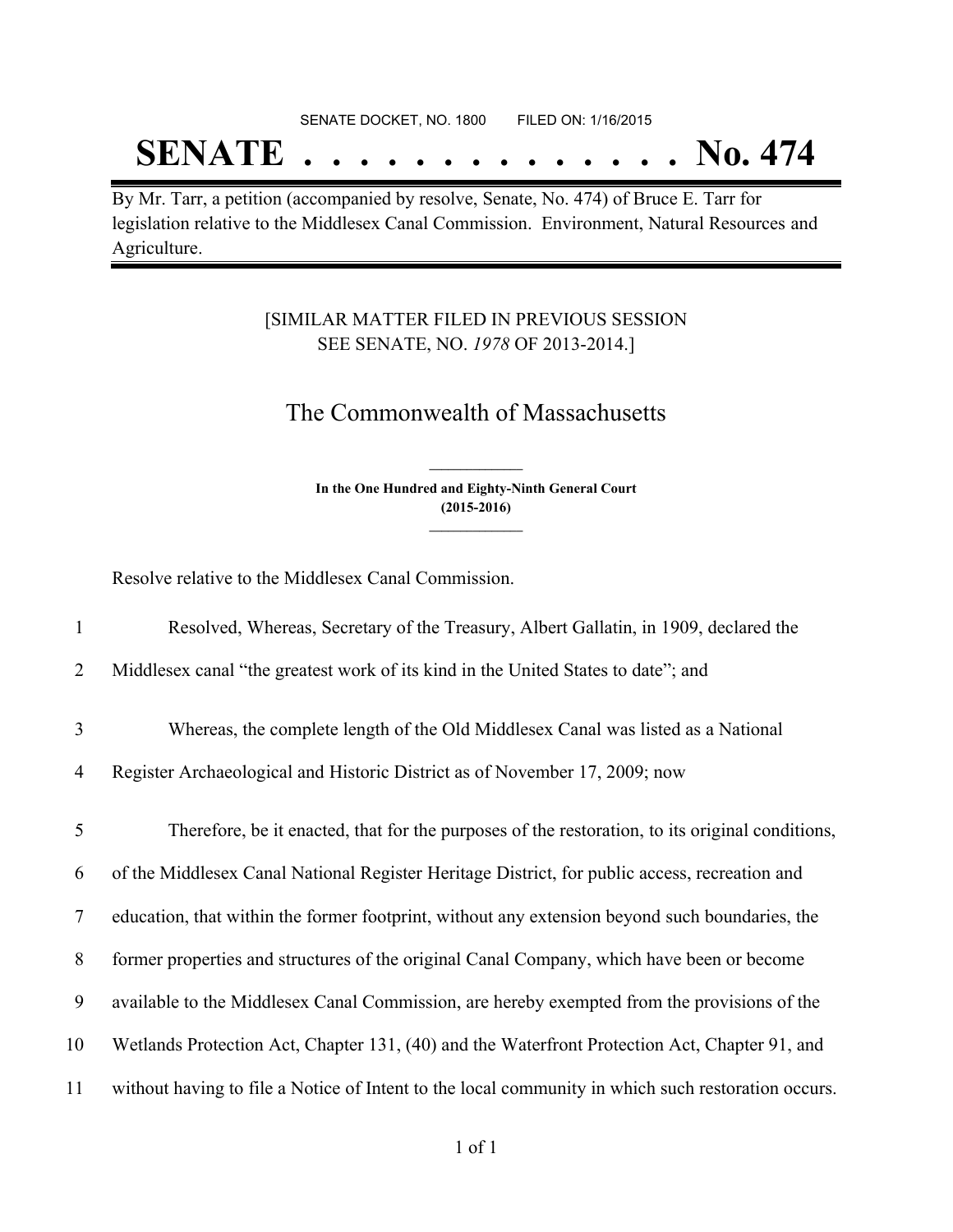SENATE DOCKET, NO. 1800 FILED ON: 1/16/2015

# SENATE . . . . . . . . . . . . . . No. 474

By Mr. Tarr, a petition (accompanied by resolve, Senate, No. 474) of Bruce E. Tarr for legislation relative to the Middlesex Canal Commission. Environment, Natural Resources and Agriculture.

[SIMILAR MATTER FILED IN PREVIOUS SESSION SEE SENATE, NO. *1978* OF 2013-2014.]

## The Commonwealth of Massachusetts

**In the One Hundred and Eighty-Ninth General Court (2015-2016)**

Resolve relative to the Middlesex Canal Commission.

1 Resolved, Whereas, Secretary of the Treasury, Albert Gallatin, in 1909, declared the
2 Middlesex canal "the greatest work of its kind in the United States to date"; and

3 Whereas, the complete length of the Old Middlesex Canal was listed as a National
4 Register Archaeological and Historic District as of November 17, 2009; now

5 Therefore, be it enacted, that for the purposes of the restoration, to its original conditions,
6 of the Middlesex Canal National Register Heritage District, for public access, recreation and
7 education, that within the former footprint, without any extension beyond such boundaries, the
8 former properties and structures of the original Canal Company, which have been or become
9 available to the Middlesex Canal Commission, are hereby exempted from the provisions of the
10 Wetlands Protection Act, Chapter 131, (40) and the Waterfront Protection Act, Chapter 91, and
11 without having to file a Notice of Intent to the local community in which such restoration occurs.